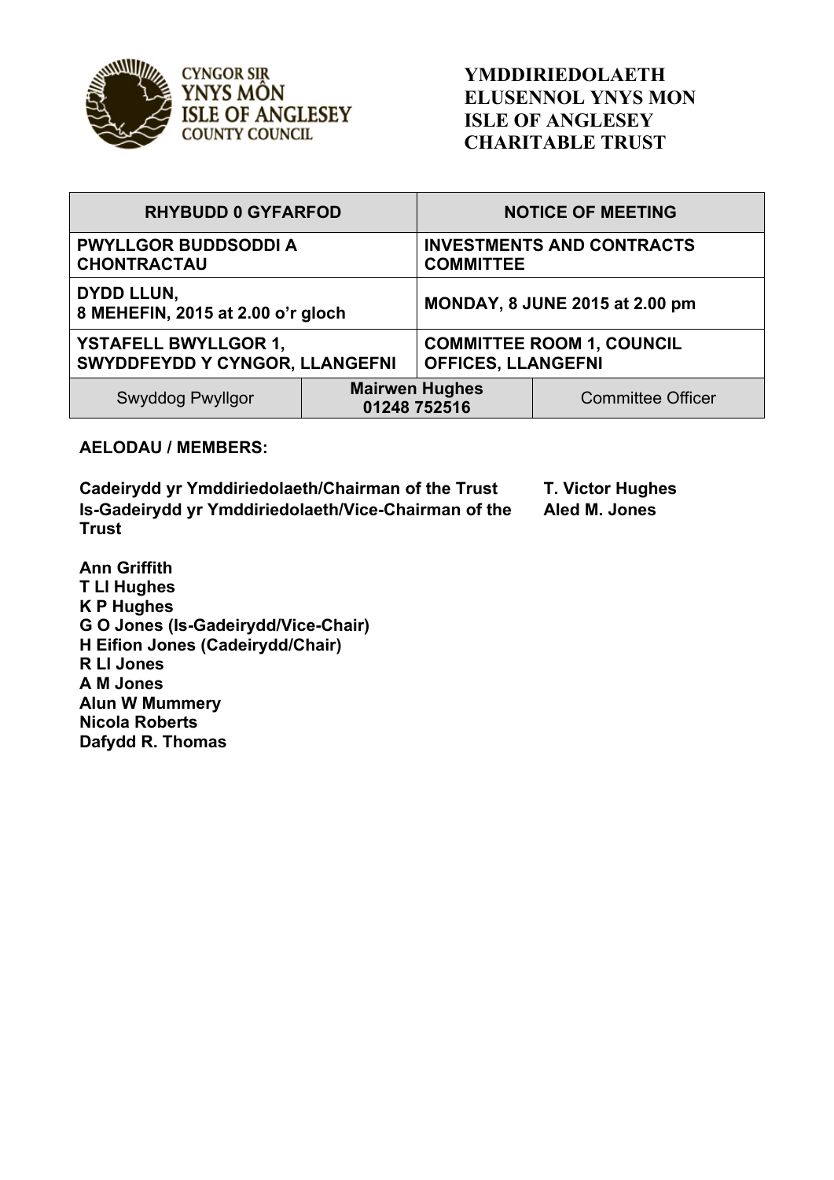**YMDDIRIEDOLAETH ELUSENNOL YNYS MON**
**ISLE OF ANGLESEY CHARITABLE TRUST**

| RHYBUDD 0 GYFARFOD | | NOTICE OF MEETING |
|---|---|---|
| PWYLLGOR BUDDSODDI A CHONTRACTAU | | INVESTMENTS AND CONTRACTS COMMITTEE |
| DYDD LLUN, 8 MEHEFIN, 2015 at 2.00 o'r gloch | | MONDAY, 8 JUNE 2015 at 2.00 pm |
| YSTAFELL BWYLLGOR 1, SWYDDFEYDD Y CYNGOR, LLANGEFNI | | COMMITTEE ROOM 1, COUNCIL OFFICES, LLANGEFNI |
| Swyddog Pwyllgor | Mairwen Hughes 01248 752516 | Committee Officer |

**AELODAU / MEMBERS:**

**Cadeirydd yr Ymddiriedolaeth/Chairman of the Trust** — **T. Victor Hughes**
**Is-Gadeirydd yr Ymddiriedolaeth/Vice-Chairman of the Trust** — **Aled M. Jones**

**Ann Griffith**
**T Ll Hughes**
**K P Hughes**
**G O Jones (Is-Gadeirydd/Vice-Chair)**
**H Eifion Jones (Cadeirydd/Chair)**
**R Ll Jones**
**A M Jones**
**Alun W Mummery**
**Nicola Roberts**
**Dafydd R. Thomas**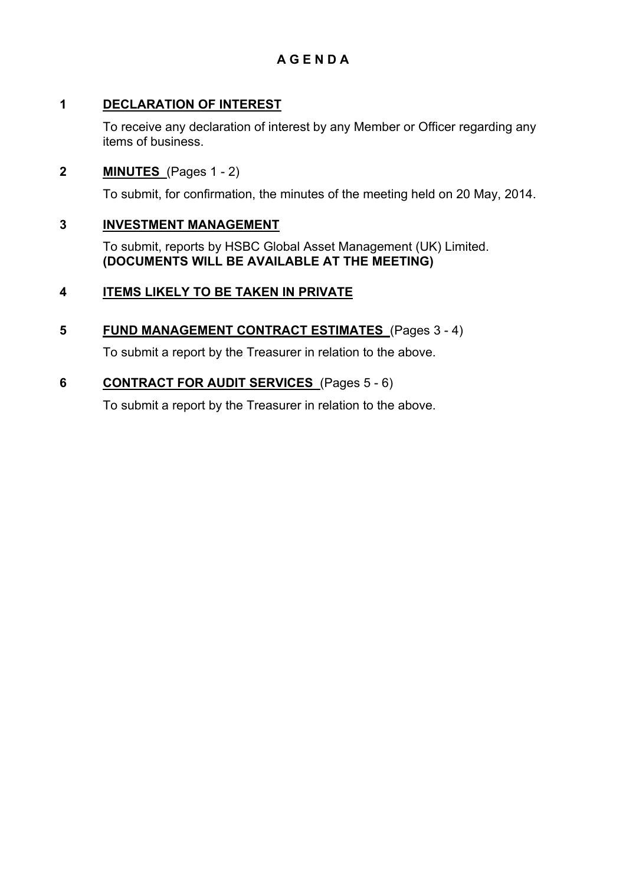# A G E N D A

**1 DECLARATION OF INTEREST**

To receive any declaration of interest by any Member or Officer regarding any items of business.

**2 MINUTES** (Pages 1 - 2)

To submit, for confirmation, the minutes of the meeting held on 20 May, 2014.

**3 INVESTMENT MANAGEMENT**

To submit, reports by HSBC Global Asset Management (UK) Limited.
**(DOCUMENTS WILL BE AVAILABLE AT THE MEETING)**

**4 ITEMS LIKELY TO BE TAKEN IN PRIVATE**

**5 FUND MANAGEMENT CONTRACT ESTIMATES** (Pages 3 - 4)

To submit a report by the Treasurer in relation to the above.

**6 CONTRACT FOR AUDIT SERVICES** (Pages 5 - 6)

To submit a report by the Treasurer in relation to the above.